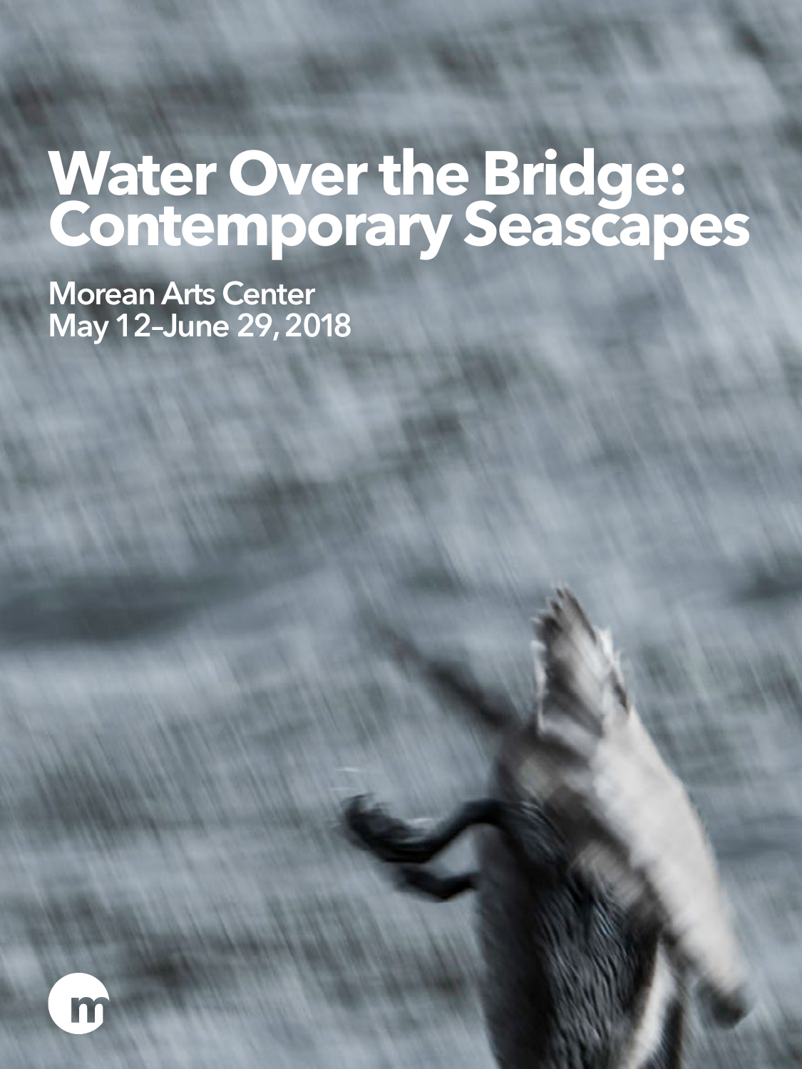# Water Over the Bridge: Contemporary Seascapes

## Morean Arts Center
## May 12–June 29, 2018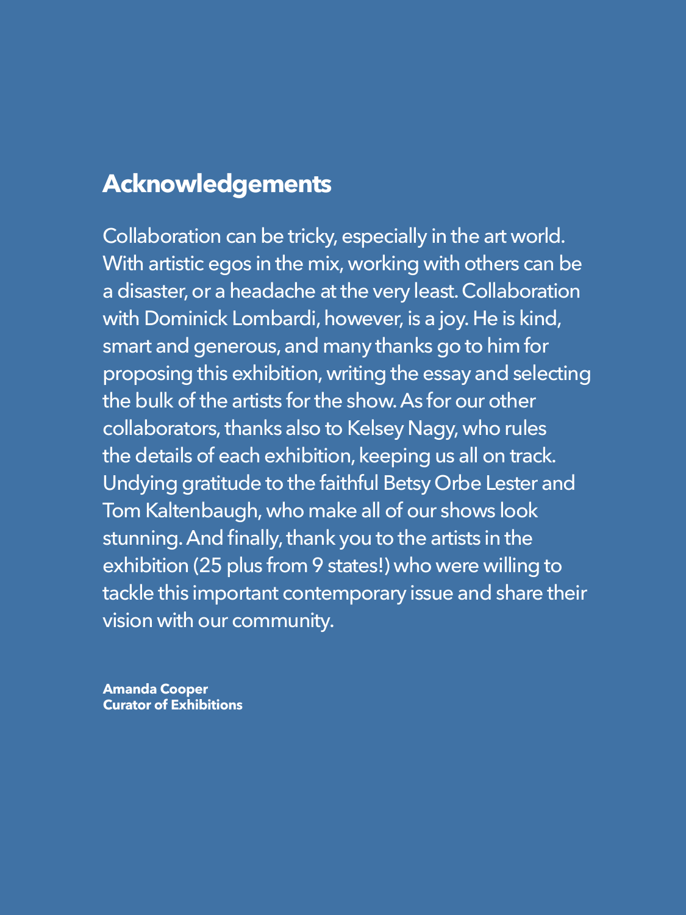## Acknowledgements

Collaboration can be tricky, especially in the art world. With artistic egos in the mix, working with others can be a disaster, or a headache at the very least. Collaboration with Dominick Lombardi, however, is a joy. He is kind, smart and generous, and many thanks go to him for proposing this exhibition, writing the essay and selecting the bulk of the artists for the show. As for our other collaborators, thanks also to Kelsey Nagy, who rules the details of each exhibition, keeping us all on track. Undying gratitude to the faithful Betsy Orbe Lester and Tom Kaltenbaugh, who make all of our shows look stunning. And finally, thank you to the artists in the exhibition (25 plus from 9 states!) who were willing to tackle this important contemporary issue and share their vision with our community.

**Amanda Cooper**
**Curator of Exhibitions**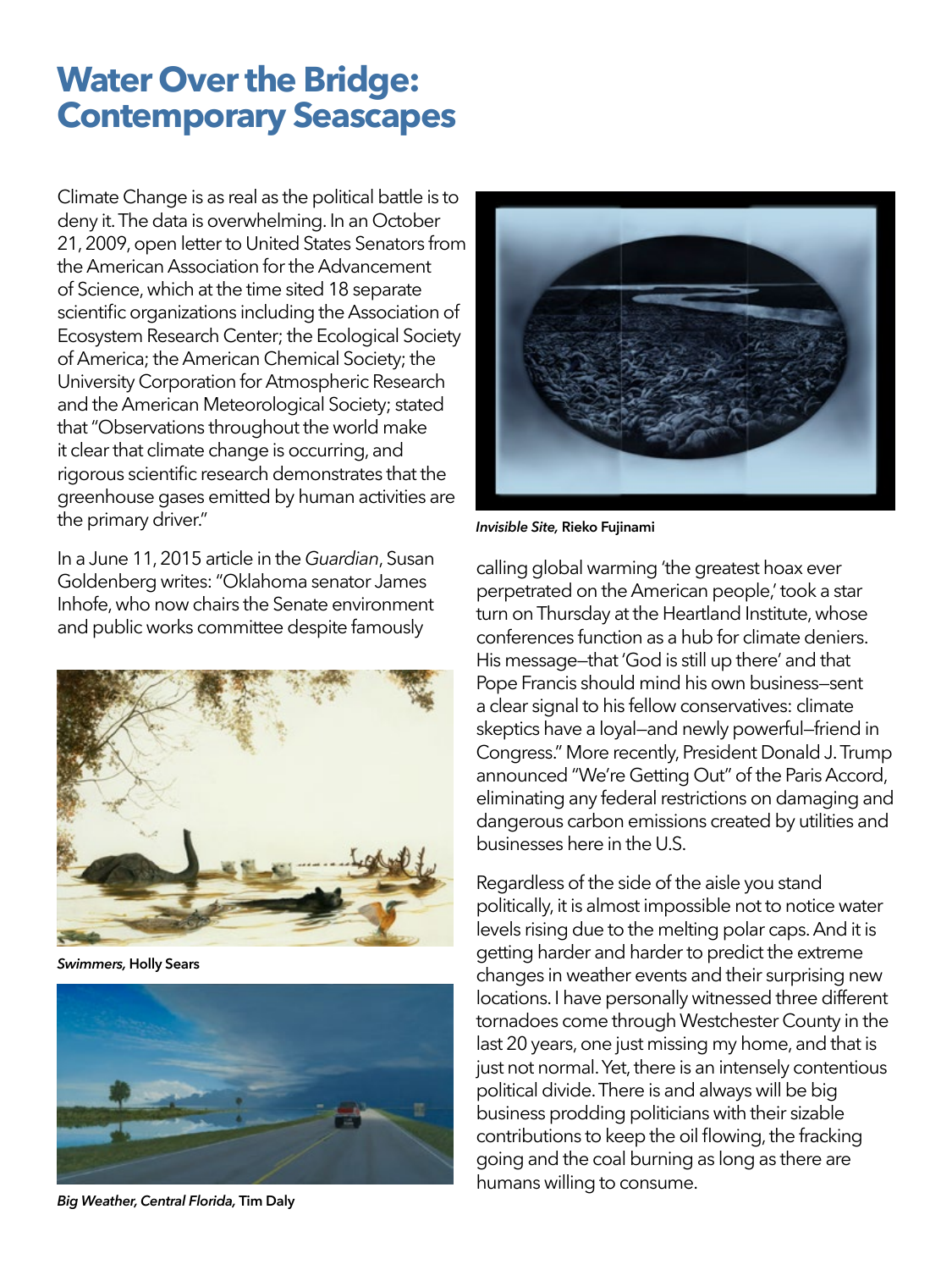# Water Over the Bridge: Contemporary Seascapes

Climate Change is as real as the political battle is to deny it. The data is overwhelming. In an October 21, 2009, open letter to United States Senators from the American Association for the Advancement of Science, which at the time sited 18 separate scientific organizations including the Association of Ecosystem Research Center; the Ecological Society of America; the American Chemical Society; the University Corporation for Atmospheric Research and the American Meteorological Society; stated that "Observations throughout the world make it clear that climate change is occurring, and rigorous scientific research demonstrates that the greenhouse gases emitted by human activities are the primary driver."

In a June 11, 2015 article in the *Guardian*, Susan Goldenberg writes: "Oklahoma senator James Inhofe, who now chairs the Senate environment and public works committee despite famously calling global warming 'the greatest hoax ever perpetrated on the American people,' took a star turn on Thursday at the Heartland Institute, whose conferences function as a hub for climate deniers. His message—that 'God is still up there' and that Pope Francis should mind his own business—sent a clear signal to his fellow conservatives: climate skeptics have a loyal—and newly powerful—friend in Congress." More recently, President Donald J. Trump announced "We're Getting Out" of the Paris Accord, eliminating any federal restrictions on damaging and dangerous carbon emissions created by utilities and businesses here in the U.S.

*Invisible Site,* **Rieko Fujinami**

*Swimmers,* **Holly Sears**

*Big Weather, Central Florida,* **Tim Daly**

Regardless of the side of the aisle you stand politically, it is almost impossible not to notice water levels rising due to the melting polar caps. And it is getting harder and harder to predict the extreme changes in weather events and their surprising new locations. I have personally witnessed three different tornadoes come through Westchester County in the last 20 years, one just missing my home, and that is just not normal. Yet, there is an intensely contentious political divide. There is and always will be big business prodding politicians with their sizable contributions to keep the oil flowing, the fracking going and the coal burning as long as there are humans willing to consume.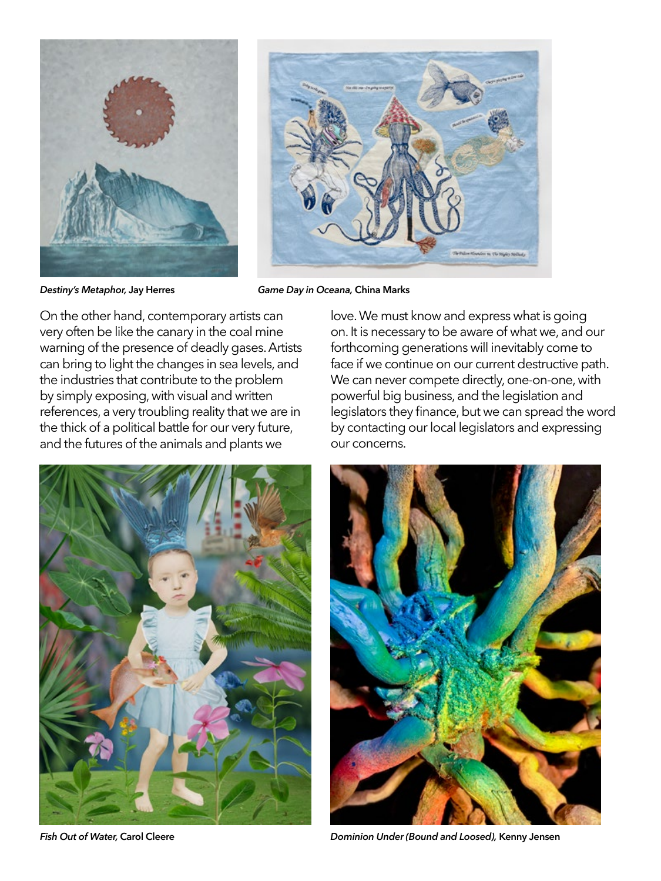*Destiny's Metaphor,* **Jay Herres**

*Game Day in Oceana,* **China Marks**

On the other hand, contemporary artists can very often be like the canary in the coal mine warning of the presence of deadly gases. Artists can bring to light the changes in sea levels, and the industries that contribute to the problem by simply exposing, with visual and written references, a very troubling reality that we are in the thick of a political battle for our very future, and the futures of the animals and plants we love. We must know and express what is going on. It is necessary to be aware of what we, and our forthcoming generations will inevitably come to face if we continue on our current destructive path. We can never compete directly, one-on-one, with powerful big business, and the legislation and legislators they finance, but we can spread the word by contacting our local legislators and expressing our concerns.

*Fish Out of Water,* **Carol Cleere**

*Dominion Under (Bound and Loosed),* **Kenny Jensen**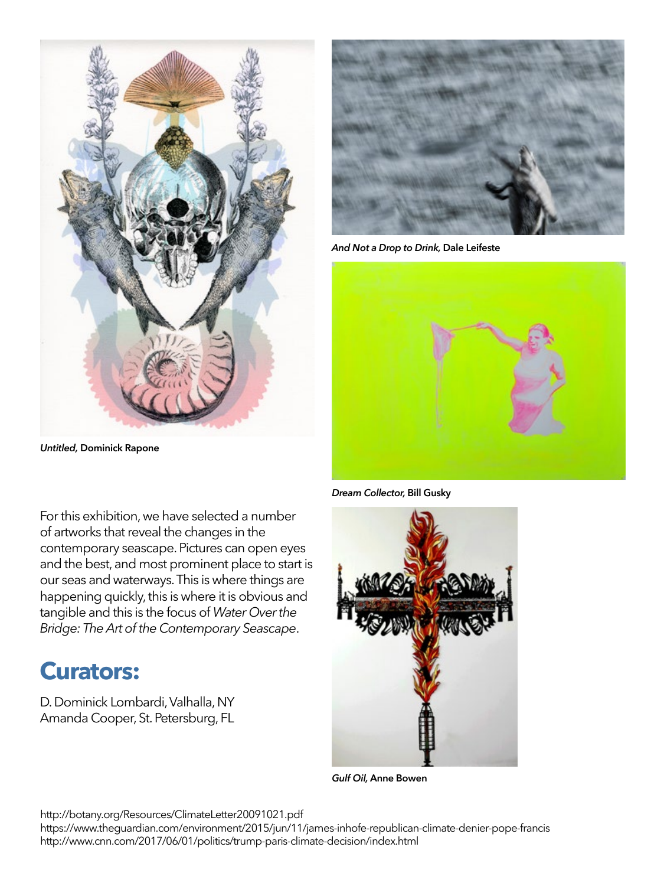*Untitled,* **Dominick Rapone**

*And Not a Drop to Drink,* **Dale Leifeste**

*Dream Collector,* **Bill Gusky**

For this exhibition, we have selected a number of artworks that reveal the changes in the contemporary seascape. Pictures can open eyes and the best, and most prominent place to start is our seas and waterways. This is where things are happening quickly, this is where it is obvious and tangible and this is the focus of *Water Over the Bridge: The Art of the Contemporary Seascape*.

## Curators:

D. Dominick Lombardi, Valhalla, NY
Amanda Cooper, St. Petersburg, FL

*Gulf Oil,* **Anne Bowen**

http://botany.org/Resources/ClimateLetter20091021.pdf
https://www.theguardian.com/environment/2015/jun/11/james-inhofe-republican-climate-denier-pope-francis
http://www.cnn.com/2017/06/01/politics/trump-paris-climate-decision/index.html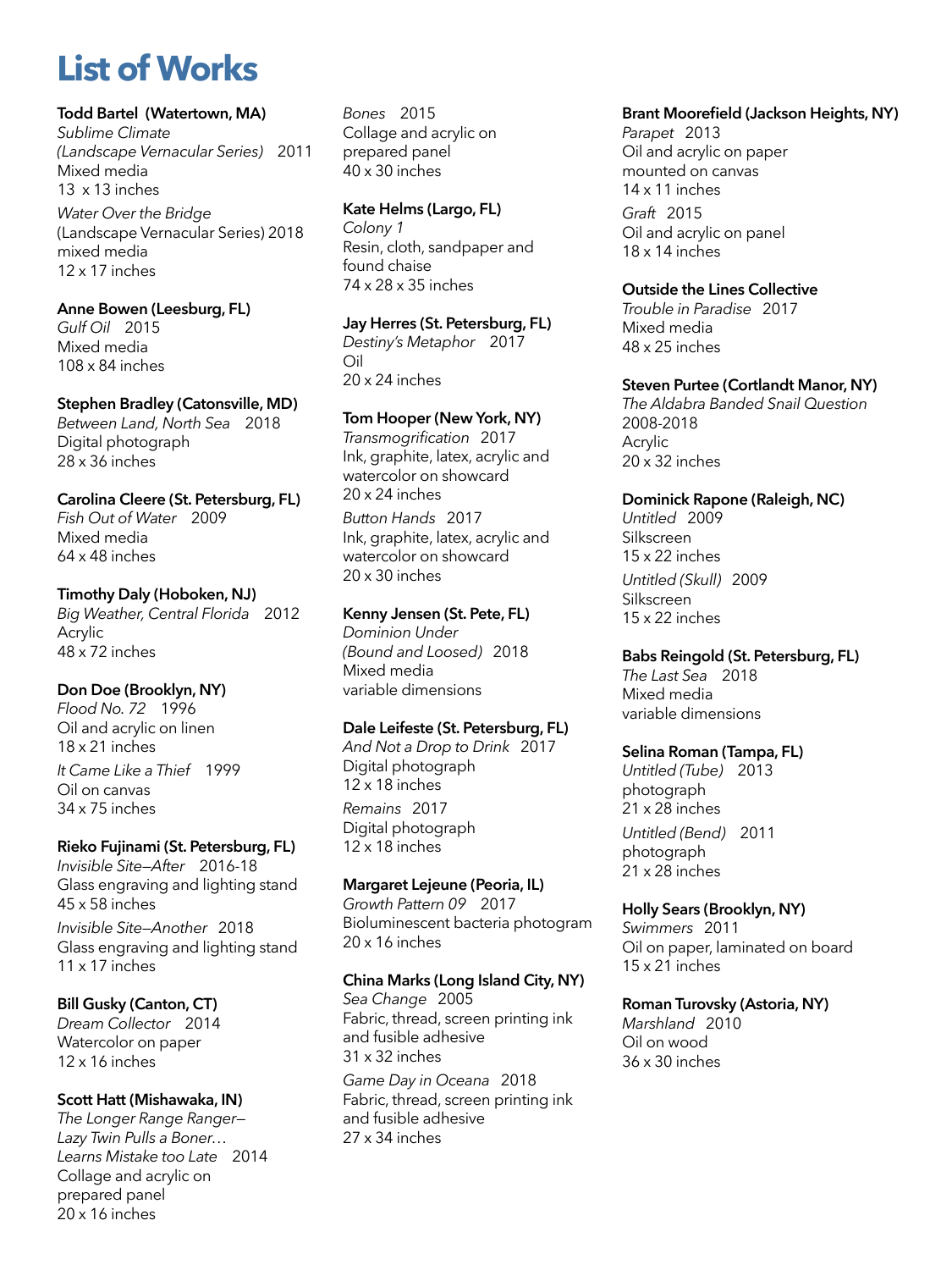# List of Works

**Todd Bartel (Watertown, MA)**
*Sublime Climate (Landscape Vernacular Series)* 2011
Mixed media
13 x 13 inches

*Water Over the Bridge* (Landscape Vernacular Series) 2018
mixed media
12 x 17 inches

**Anne Bowen (Leesburg, FL)**
*Gulf Oil* 2015
Mixed media
108 x 84 inches

**Stephen Bradley (Catonsville, MD)**
*Between Land, North Sea* 2018
Digital photograph
28 x 36 inches

**Carolina Cleere (St. Petersburg, FL)**
*Fish Out of Water* 2009
Mixed media
64 x 48 inches

**Timothy Daly (Hoboken, NJ)**
*Big Weather, Central Florida* 2012
Acrylic
48 x 72 inches

**Don Doe (Brooklyn, NY)**
*Flood No. 72* 1996
Oil and acrylic on linen
18 x 21 inches

*It Came Like a Thief* 1999
Oil on canvas
34 x 75 inches

**Rieko Fujinami (St. Petersburg, FL)**
*Invisible Site–After* 2016-18
Glass engraving and lighting stand
45 x 58 inches

*Invisible Site–Another* 2018
Glass engraving and lighting stand
11 x 17 inches

**Bill Gusky (Canton, CT)**
*Dream Collector* 2014
Watercolor on paper
12 x 16 inches

**Scott Hatt (Mishawaka, IN)**
*The Longer Range Ranger– Lazy Twin Pulls a Boner… Learns Mistake too Late* 2014
Collage and acrylic on prepared panel
20 x 16 inches

*Bones* 2015
Collage and acrylic on prepared panel
40 x 30 inches

**Kate Helms (Largo, FL)**
*Colony 1*
Resin, cloth, sandpaper and found chaise
74 x 28 x 35 inches

**Jay Herres (St. Petersburg, FL)**
*Destiny's Metaphor* 2017
Oil
20 x 24 inches

**Tom Hooper (New York, NY)**
*Transmogrification* 2017
Ink, graphite, latex, acrylic and watercolor on showcard
20 x 24 inches

*Button Hands* 2017
Ink, graphite, latex, acrylic and watercolor on showcard
20 x 30 inches

**Kenny Jensen (St. Pete, FL)**
*Dominion Under (Bound and Loosed)* 2018
Mixed media
variable dimensions

**Dale Leifeste (St. Petersburg, FL)**
*And Not a Drop to Drink* 2017
Digital photograph
12 x 18 inches

*Remains* 2017
Digital photograph
12 x 18 inches

**Margaret Lejeune (Peoria, IL)**
*Growth Pattern 09* 2017
Bioluminescent bacteria photogram
20 x 16 inches

**China Marks (Long Island City, NY)**
*Sea Change* 2005
Fabric, thread, screen printing ink and fusible adhesive
31 x 32 inches

*Game Day in Oceana* 2018
Fabric, thread, screen printing ink and fusible adhesive
27 x 34 inches

**Brant Moorefield (Jackson Heights, NY)**
*Parapet* 2013
Oil and acrylic on paper mounted on canvas
14 x 11 inches

*Graft* 2015
Oil and acrylic on panel
18 x 14 inches

**Outside the Lines Collective**
*Trouble in Paradise* 2017
Mixed media
48 x 25 inches

**Steven Purtee (Cortlandt Manor, NY)**
*The Aldabra Banded Snail Question* 2008-2018
Acrylic
20 x 32 inches

**Dominick Rapone (Raleigh, NC)**
*Untitled* 2009
Silkscreen
15 x 22 inches

*Untitled (Skull)* 2009
Silkscreen
15 x 22 inches

**Babs Reingold (St. Petersburg, FL)**
*The Last Sea* 2018
Mixed media
variable dimensions

**Selina Roman (Tampa, FL)**
*Untitled (Tube)* 2013
photograph
21 x 28 inches

*Untitled (Bend)* 2011
photograph
21 x 28 inches

**Holly Sears (Brooklyn, NY)**
*Swimmers* 2011
Oil on paper, laminated on board
15 x 21 inches

**Roman Turovsky (Astoria, NY)**
*Marshland* 2010
Oil on wood
36 x 30 inches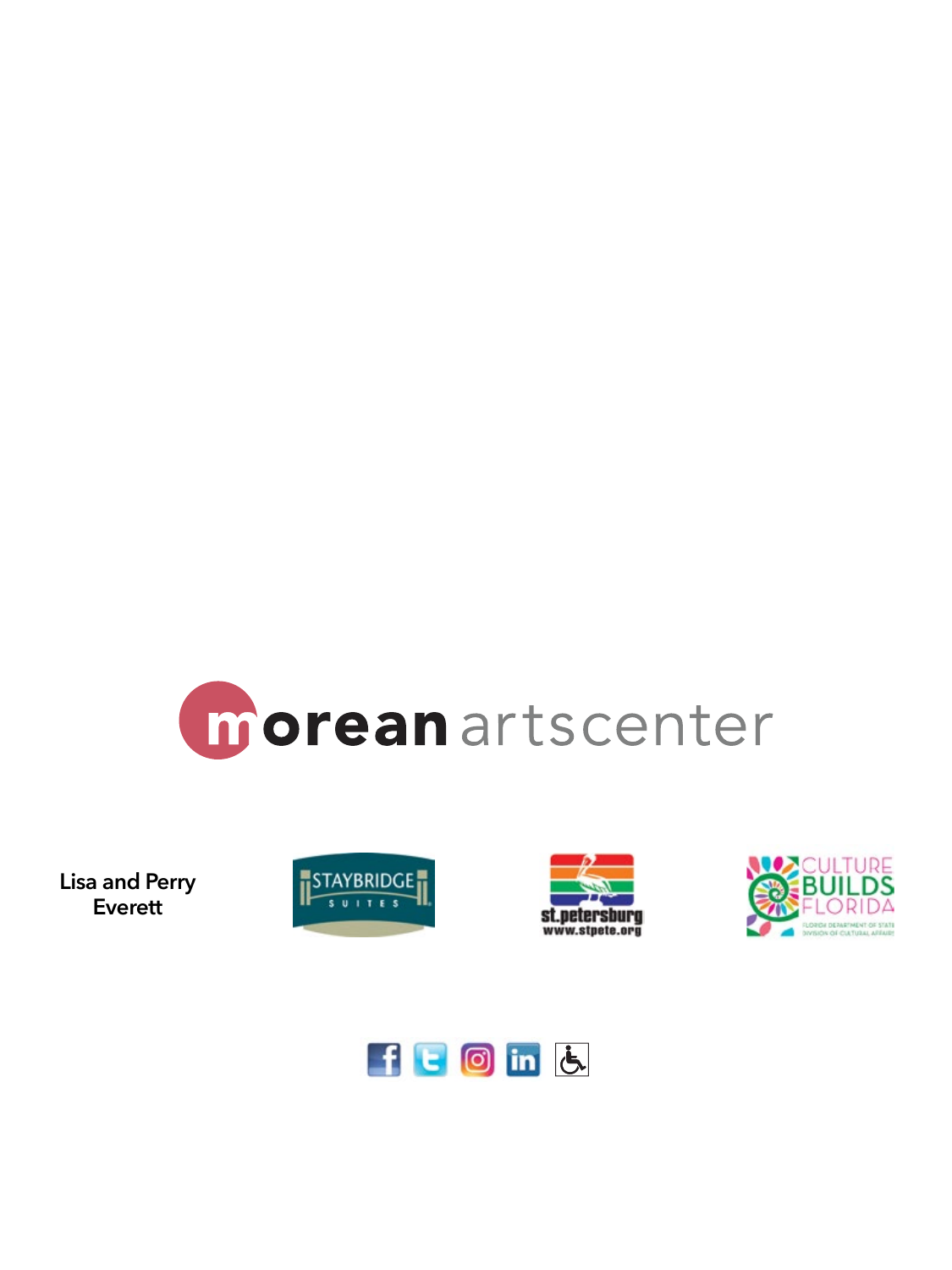morean artscenter

Lisa and Perry Everett

STAYBRIDGE SUITES

st.petersburg www.stpete.org

CULTURE BUILDS FLORIDA

FLORIDA DEPARTMENT OF STATE DIVISION OF CULTURAL AFFAIRS